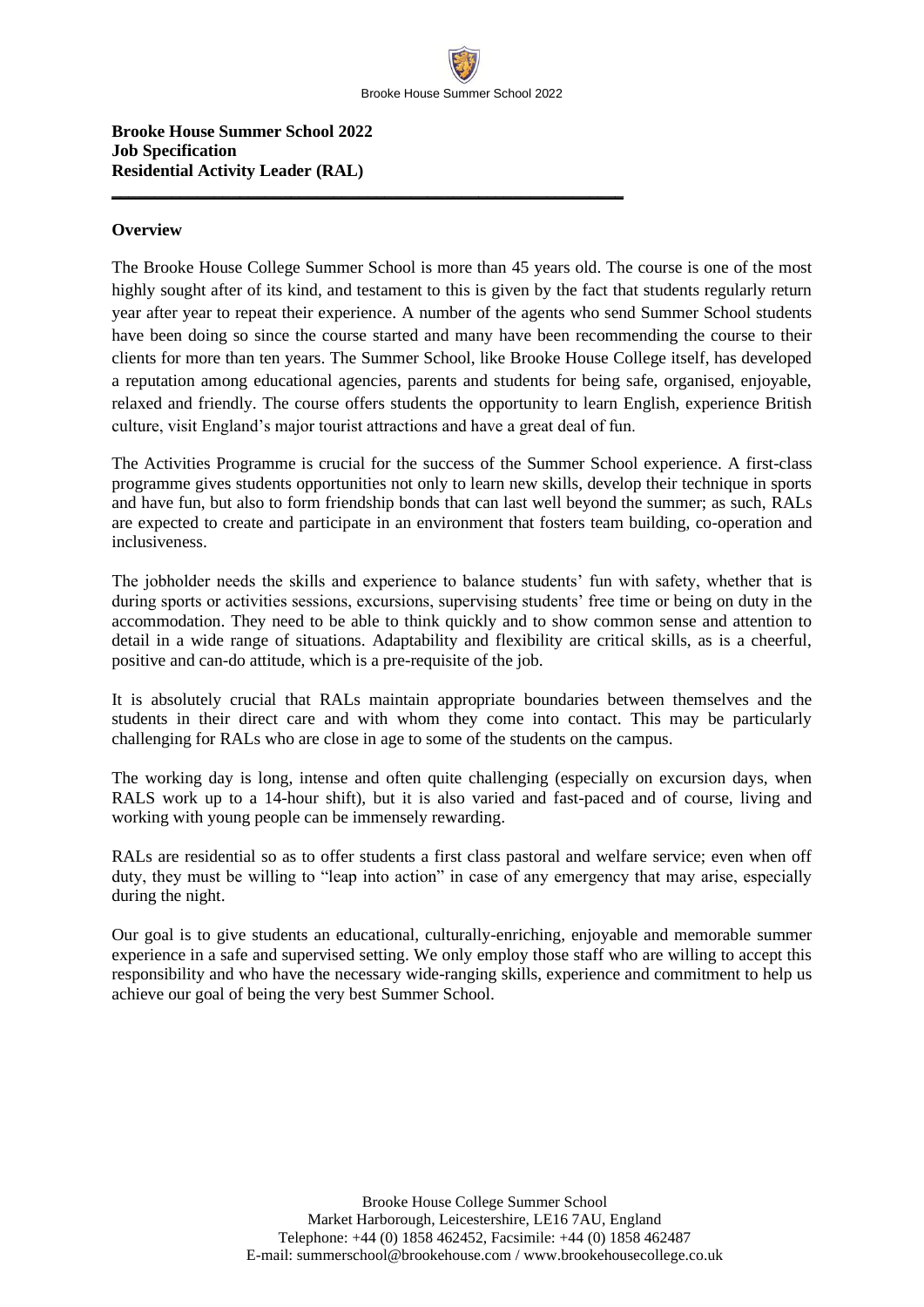**Brooke House Summer School 2022**
**Job Specification**
**Residential Activity Leader (RAL)**

---

## Overview

The Brooke House College Summer School is more than 45 years old. The course is one of the most highly sought after of its kind, and testament to this is given by the fact that students regularly return year after year to repeat their experience. A number of the agents who send Summer School students have been doing so since the course started and many have been recommending the course to their clients for more than ten years. The Summer School, like Brooke House College itself, has developed a reputation among educational agencies, parents and students for being safe, organised, enjoyable, relaxed and friendly. The course offers students the opportunity to learn English, experience British culture, visit England's major tourist attractions and have a great deal of fun.

The Activities Programme is crucial for the success of the Summer School experience. A first-class programme gives students opportunities not only to learn new skills, develop their technique in sports and have fun, but also to form friendship bonds that can last well beyond the summer; as such, RALs are expected to create and participate in an environment that fosters team building, co-operation and inclusiveness.

The jobholder needs the skills and experience to balance students' fun with safety, whether that is during sports or activities sessions, excursions, supervising students' free time or being on duty in the accommodation. They need to be able to think quickly and to show common sense and attention to detail in a wide range of situations. Adaptability and flexibility are critical skills, as is a cheerful, positive and can-do attitude, which is a pre-requisite of the job.

It is absolutely crucial that RALs maintain appropriate boundaries between themselves and the students in their direct care and with whom they come into contact. This may be particularly challenging for RALs who are close in age to some of the students on the campus.

The working day is long, intense and often quite challenging (especially on excursion days, when RALS work up to a 14-hour shift), but it is also varied and fast-paced and of course, living and working with young people can be immensely rewarding.

RALs are residential so as to offer students a first class pastoral and welfare service; even when off duty, they must be willing to "leap into action" in case of any emergency that may arise, especially during the night.

Our goal is to give students an educational, culturally-enriching, enjoyable and memorable summer experience in a safe and supervised setting. We only employ those staff who are willing to accept this responsibility and who have the necessary wide-ranging skills, experience and commitment to help us achieve our goal of being the very best Summer School.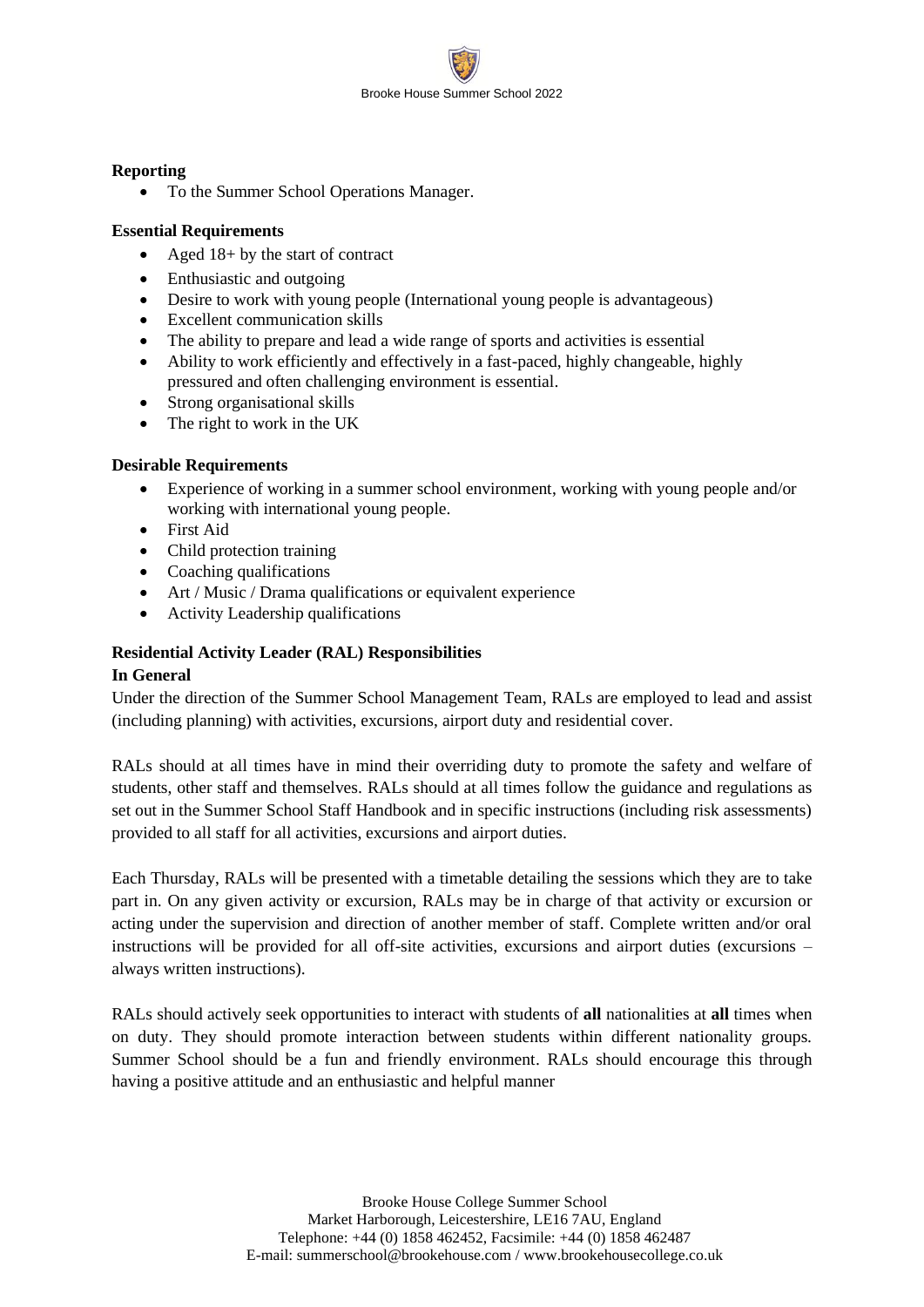**Reporting**

- To the Summer School Operations Manager.

**Essential Requirements**

- Aged 18+ by the start of contract
- Enthusiastic and outgoing
- Desire to work with young people (International young people is advantageous)
- Excellent communication skills
- The ability to prepare and lead a wide range of sports and activities is essential
- Ability to work efficiently and effectively in a fast-paced, highly changeable, highly pressured and often challenging environment is essential.
- Strong organisational skills
- The right to work in the UK

**Desirable Requirements**

- Experience of working in a summer school environment, working with young people and/or working with international young people.
- First Aid
- Child protection training
- Coaching qualifications
- Art / Music / Drama qualifications or equivalent experience
- Activity Leadership qualifications

**Residential Activity Leader (RAL) Responsibilities**

**In General**

Under the direction of the Summer School Management Team, RALs are employed to lead and assist (including planning) with activities, excursions, airport duty and residential cover.

RALs should at all times have in mind their overriding duty to promote the safety and welfare of students, other staff and themselves. RALs should at all times follow the guidance and regulations as set out in the Summer School Staff Handbook and in specific instructions (including risk assessments) provided to all staff for all activities, excursions and airport duties.

Each Thursday, RALs will be presented with a timetable detailing the sessions which they are to take part in. On any given activity or excursion, RALs may be in charge of that activity or excursion or acting under the supervision and direction of another member of staff. Complete written and/or oral instructions will be provided for all off-site activities, excursions and airport duties (excursions – always written instructions).

RALs should actively seek opportunities to interact with students of **all** nationalities at **all** times when on duty. They should promote interaction between students within different nationality groups. Summer School should be a fun and friendly environment. RALs should encourage this through having a positive attitude and an enthusiastic and helpful manner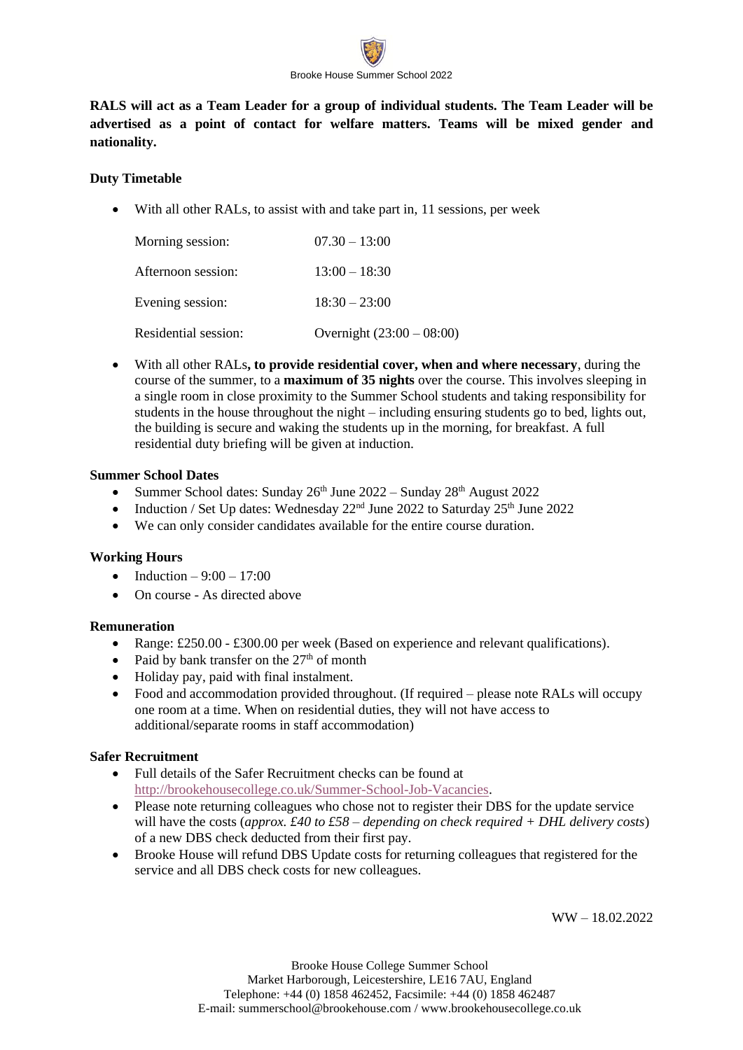**RALS will act as a Team Leader for a group of individual students. The Team Leader will be advertised as a point of contact for welfare matters. Teams will be mixed gender and nationality.**

**Duty Timetable**

- With all other RALs, to assist with and take part in, 11 sessions, per week

| | |
|---|---|
| Morning session: | 07.30 – 13:00 |
| Afternoon session: | 13:00 – 18:30 |
| Evening session: | 18:30 – 23:00 |
| Residential session: | Overnight (23:00 – 08:00) |

- With all other RALs**, to provide residential cover, when and where necessary**, during the course of the summer, to a **maximum of 35 nights** over the course. This involves sleeping in a single room in close proximity to the Summer School students and taking responsibility for students in the house throughout the night – including ensuring students go to bed, lights out, the building is secure and waking the students up in the morning, for breakfast. A full residential duty briefing will be given at induction.

**Summer School Dates**

- Summer School dates: Sunday 26th June 2022 – Sunday 28th August 2022
- Induction / Set Up dates: Wednesday 22nd June 2022 to Saturday 25th June 2022
- We can only consider candidates available for the entire course duration.

**Working Hours**

- Induction – 9:00 – 17:00
- On course - As directed above

**Remuneration**

- Range: £250.00 - £300.00 per week (Based on experience and relevant qualifications).
- Paid by bank transfer on the 27th of month
- Holiday pay, paid with final instalment.
- Food and accommodation provided throughout. (If required – please note RALs will occupy one room at a time. When on residential duties, they will not have access to additional/separate rooms in staff accommodation)

**Safer Recruitment**

- Full details of the Safer Recruitment checks can be found at http://brookehousecollege.co.uk/Summer-School-Job-Vacancies.
- Please note returning colleagues who chose not to register their DBS for the update service will have the costs (*approx. £40 to £58 – depending on check required + DHL delivery costs*) of a new DBS check deducted from their first pay.
- Brooke House will refund DBS Update costs for returning colleagues that registered for the service and all DBS check costs for new colleagues.

WW – 18.02.2022